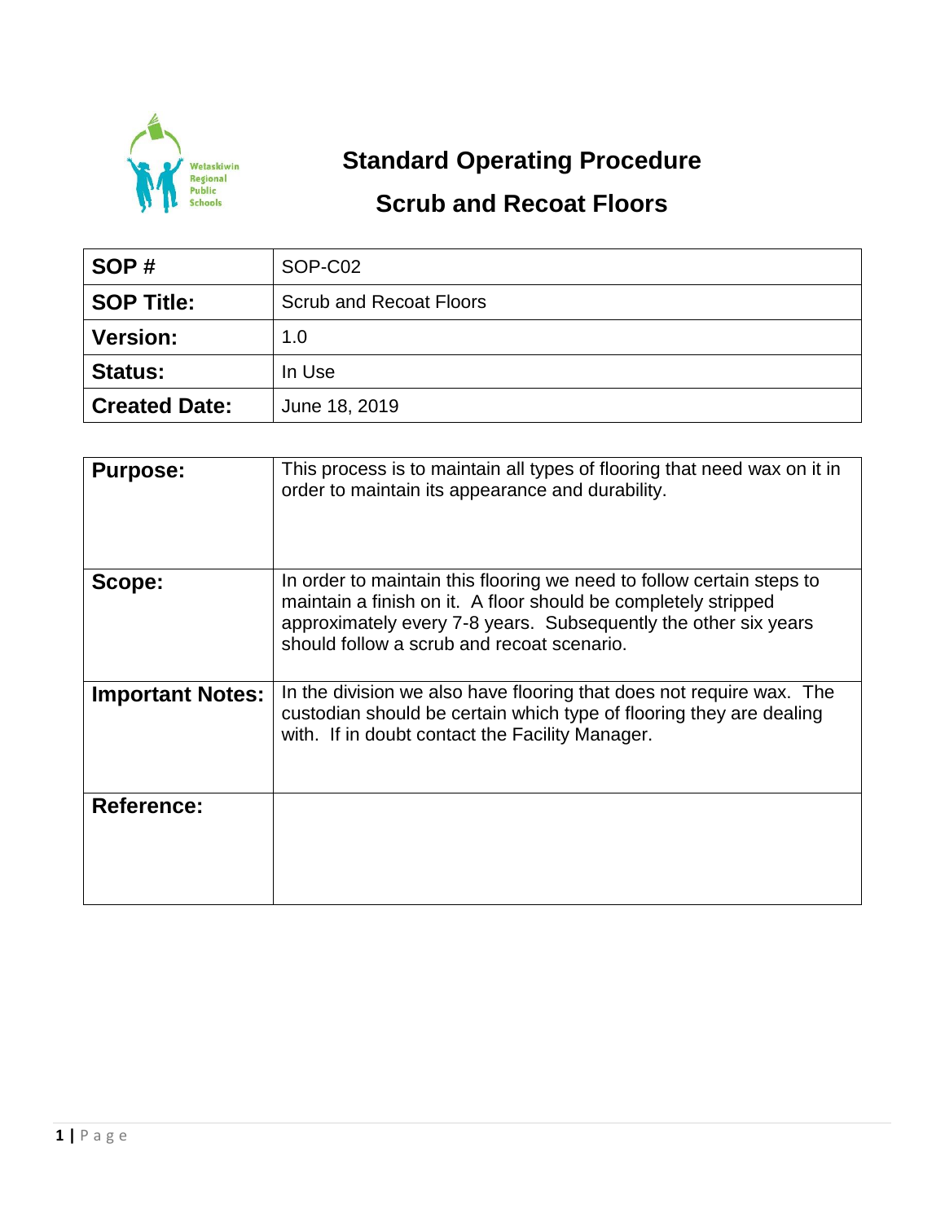# Standard Operating Procedure

## Scrub and Recoat Floors

| **SOP #** | SOP-C02 |
|---|---|
| **SOP Title:** | Scrub and Recoat Floors |
| **Version:** | 1.0 |
| **Status:** | In Use |
| **Created Date:** | June 18, 2019 |

| **Purpose:** | This process is to maintain all types of flooring that need wax on it in order to maintain its appearance and durability. |
|---|---|
| **Scope:** | In order to maintain this flooring we need to follow certain steps to maintain a finish on it. A floor should be completely stripped approximately every 7-8 years. Subsequently the other six years should follow a scrub and recoat scenario. |
| **Important Notes:** | In the division we also have flooring that does not require wax. The custodian should be certain which type of flooring they are dealing with. If in doubt contact the Facility Manager. |
| **Reference:** | |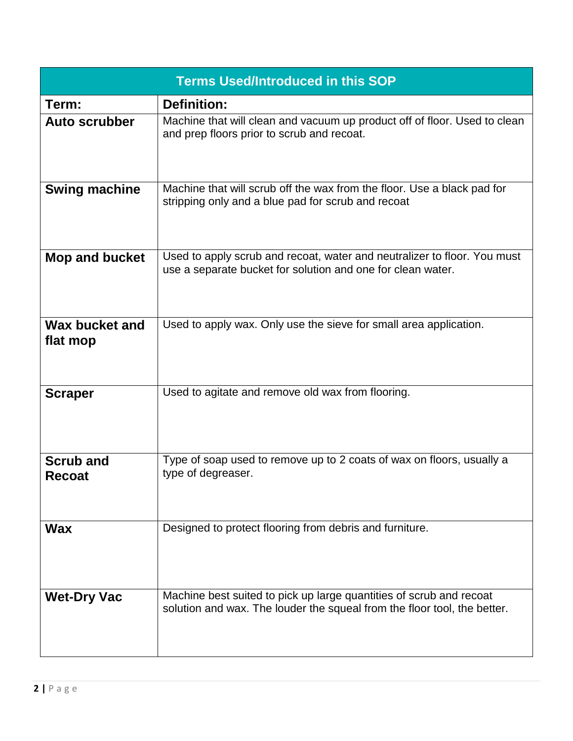| Terms Used/Introduced in this SOP | |
|---|---|
| **Term:** | **Definition:** |
| **Auto scrubber** | Machine that will clean and vacuum up product off of floor. Used to clean and prep floors prior to scrub and recoat. |
| **Swing machine** | Machine that will scrub off the wax from the floor. Use a black pad for stripping only and a blue pad for scrub and recoat |
| **Mop and bucket** | Used to apply scrub and recoat, water and neutralizer to floor. You must use a separate bucket for solution and one for clean water. |
| **Wax bucket and flat mop** | Used to apply wax. Only use the sieve for small area application. |
| **Scraper** | Used to agitate and remove old wax from flooring. |
| **Scrub and Recoat** | Type of soap used to remove up to 2 coats of wax on floors, usually a type of degreaser. |
| **Wax** | Designed to protect flooring from debris and furniture. |
| **Wet-Dry Vac** | Machine best suited to pick up large quantities of scrub and recoat solution and wax. The louder the squeal from the floor tool, the better. |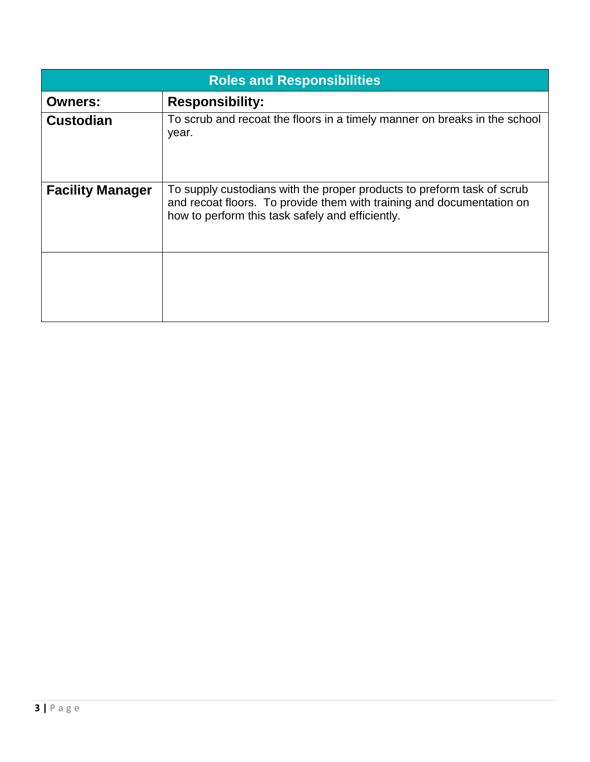| Roles and Responsibilities | |
|---|---|
| **Owners:** | **Responsibility:** |
| **Custodian** | To scrub and recoat the floors in a timely manner on breaks in the school year. |
| **Facility Manager** | To supply custodians with the proper products to preform task of scrub and recoat floors. To provide them with training and documentation on how to perform this task safely and efficiently. |
| | |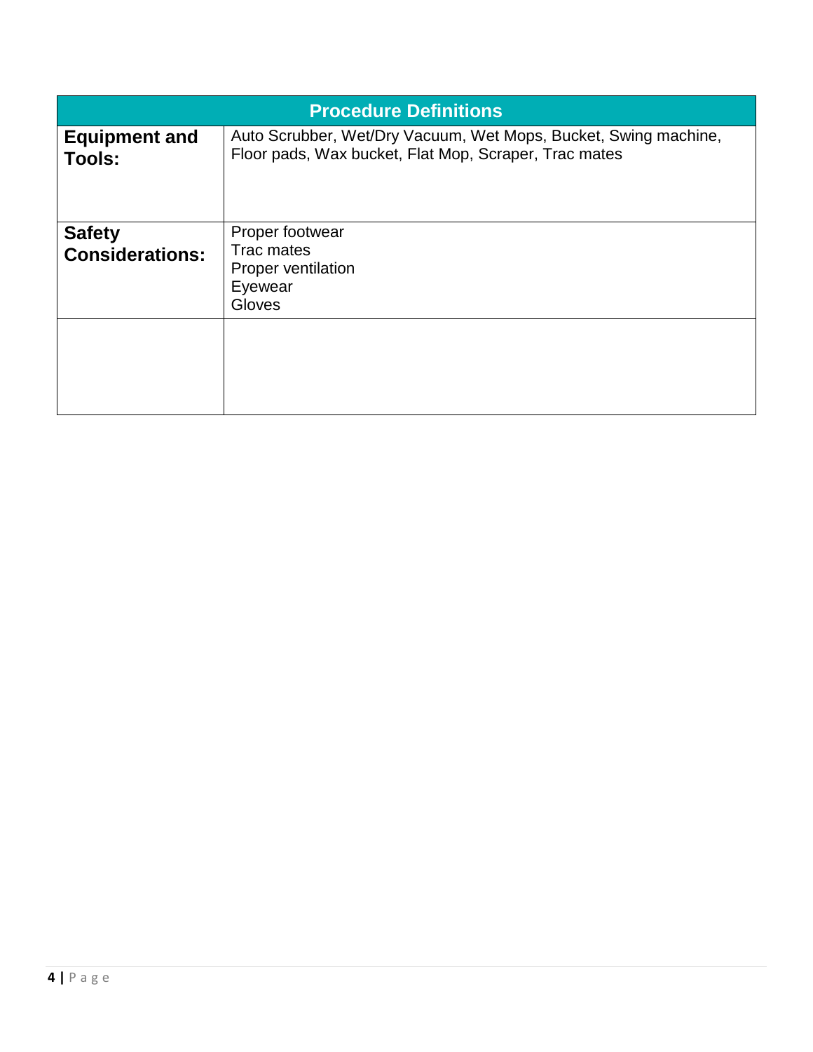| Procedure Definitions | |
|---|---|
| **Equipment and Tools:** | Auto Scrubber, Wet/Dry Vacuum, Wet Mops, Bucket, Swing machine, Floor pads, Wax bucket, Flat Mop, Scraper, Trac mates |
| **Safety Considerations:** | Proper footwear<br>Trac mates<br>Proper ventilation<br>Eyewear<br>Gloves |
| | |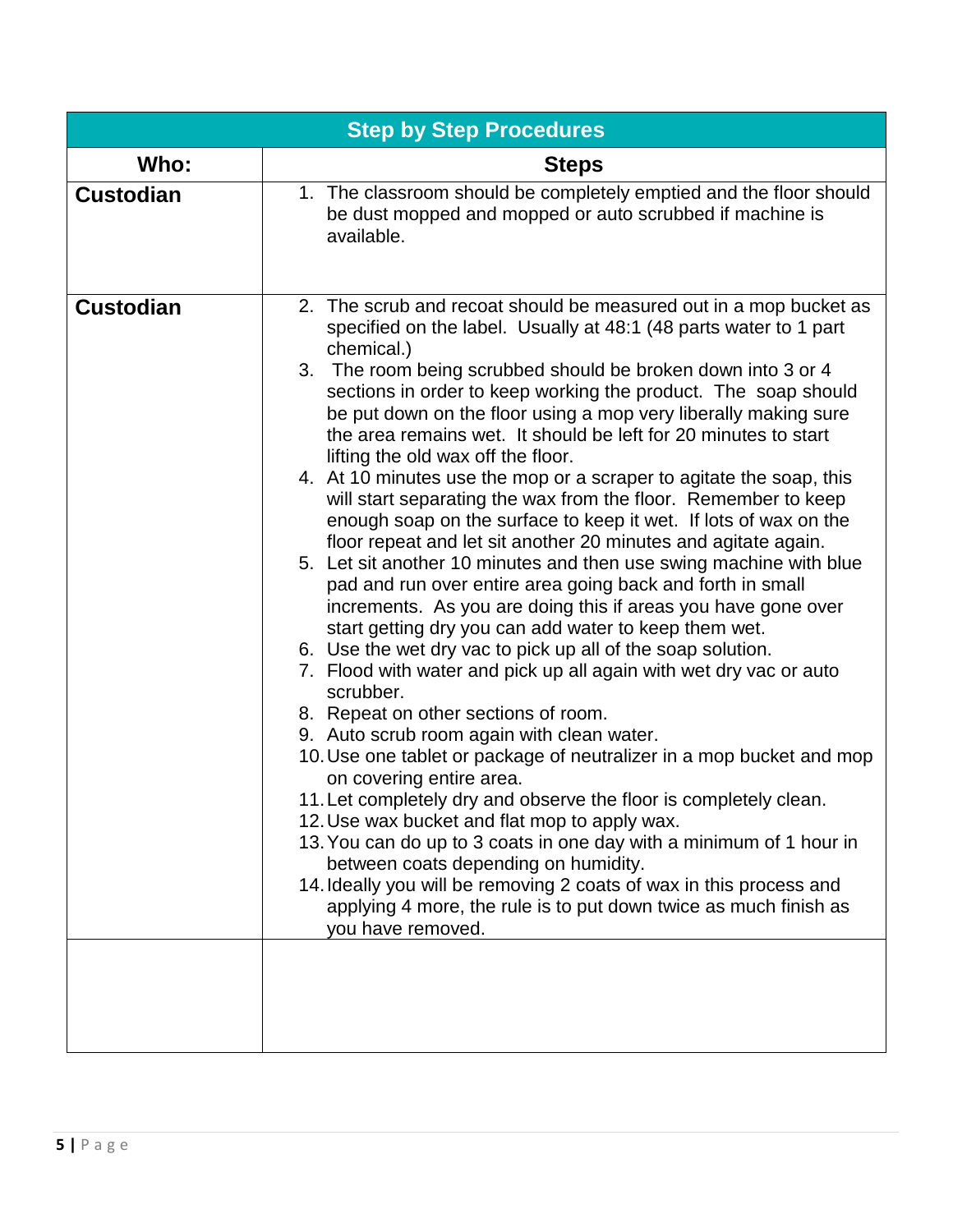| Step by Step Procedures | |
|---|---|
| **Who:** | **Steps** |
| **Custodian** | 1. The classroom should be completely emptied and the floor should be dust mopped and mopped or auto scrubbed if machine is available. |
| **Custodian** | 2. The scrub and recoat should be measured out in a mop bucket as specified on the label. Usually at 48:1 (48 parts water to 1 part chemical.)<br>3. The room being scrubbed should be broken down into 3 or 4 sections in order to keep working the product. The soap should be put down on the floor using a mop very liberally making sure the area remains wet. It should be left for 20 minutes to start lifting the old wax off the floor.<br>4. At 10 minutes use the mop or a scraper to agitate the soap, this will start separating the wax from the floor. Remember to keep enough soap on the surface to keep it wet. If lots of wax on the floor repeat and let sit another 20 minutes and agitate again.<br>5. Let sit another 10 minutes and then use swing machine with blue pad and run over entire area going back and forth in small increments. As you are doing this if areas you have gone over start getting dry you can add water to keep them wet.<br>6. Use the wet dry vac to pick up all of the soap solution.<br>7. Flood with water and pick up all again with wet dry vac or auto scrubber.<br>8. Repeat on other sections of room.<br>9. Auto scrub room again with clean water.<br>10. Use one tablet or package of neutralizer in a mop bucket and mop on covering entire area.<br>11. Let completely dry and observe the floor is completely clean.<br>12. Use wax bucket and flat mop to apply wax.<br>13. You can do up to 3 coats in one day with a minimum of 1 hour in between coats depending on humidity.<br>14. Ideally you will be removing 2 coats of wax in this process and applying 4 more, the rule is to put down twice as much finish as you have removed. |
| | |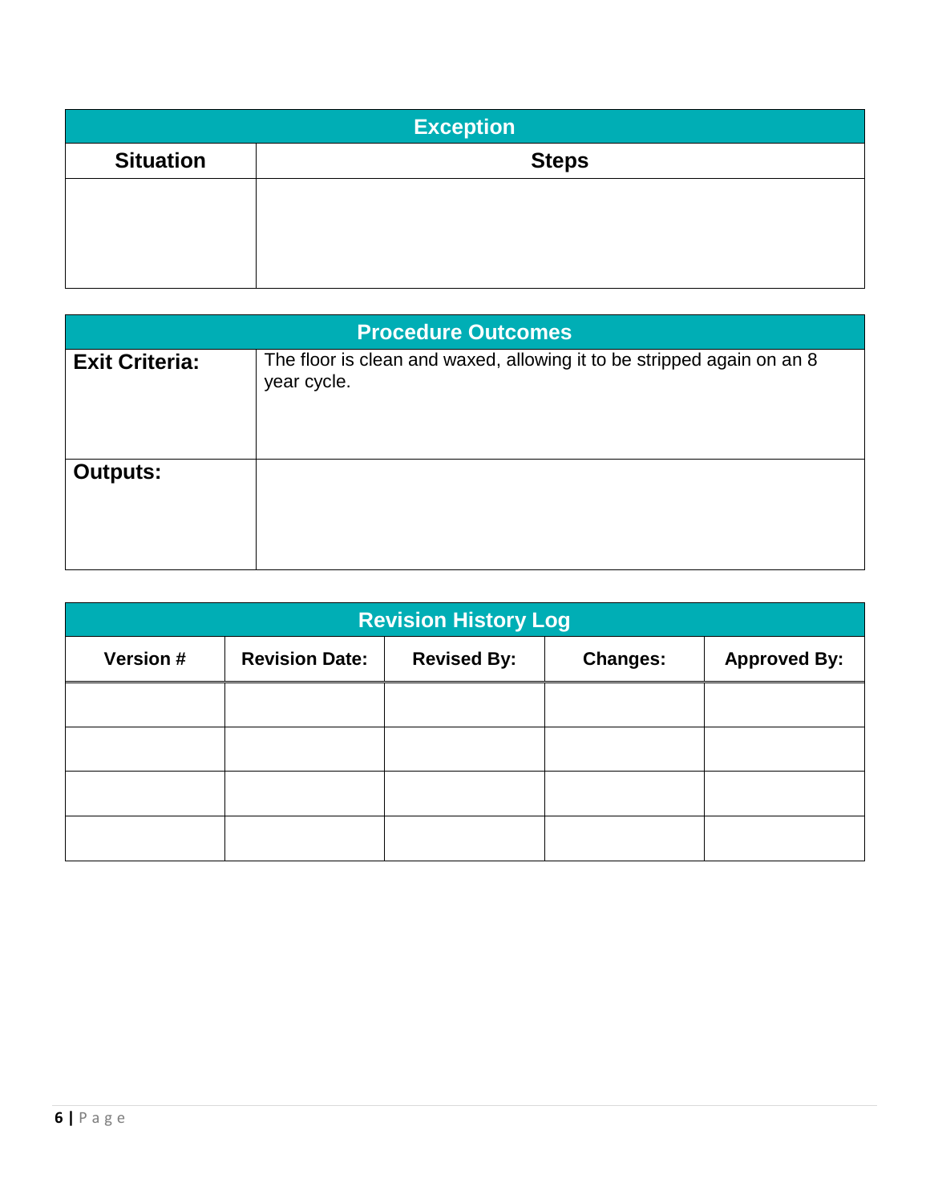| Exception | |
| --- | --- |
| **Situation** | **Steps** |
| | |

| Procedure Outcomes | |
| --- | --- |
| **Exit Criteria:** | The floor is clean and waxed, allowing it to be stripped again on an 8 year cycle. |
| **Outputs:** | |

| Revision History Log | | | | |
| --- | --- | --- | --- | --- |
| **Version #** | **Revision Date:** | **Revised By:** | **Changes:** | **Approved By:** |
| | | | | |
| | | | | |
| | | | | |
| | | | | |